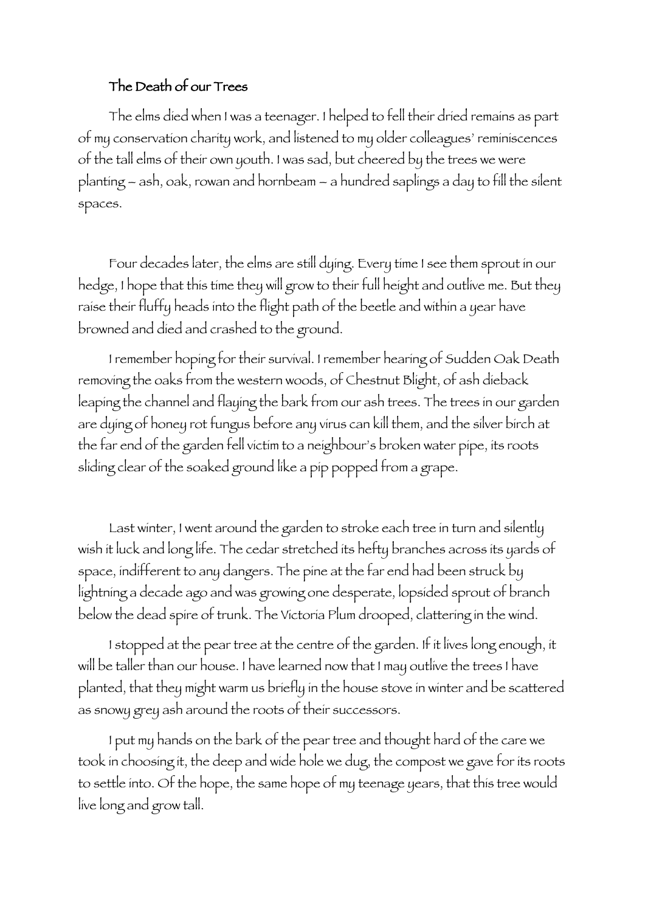# The Death of our Trees

The elms died when I was a teenager. I helped to fell their dried remains as part of my conservation charity work, and listened to my older colleagues' reminiscences of the tall elms of their own youth. I was sad, but cheered by the trees we were planting – ash, oak, rowan and hornbeam – a hundred saplings a day to fill the silent spaces.

Four decades later, the elms are still dying. Every time I see them sprout in our hedge, I hope that this time they will grow to their full height and outlive me. But they raise their fluffy heads into the flight path of the beetle and within a year have browned and died and crashed to the ground.

I remember hoping for their survival. I remember hearing of Sudden Oak Death removing the oaks from the western woods, of Chestnut Blight, of ash dieback leaping the channel and flaying the bark from our ash trees. The trees in our garden are dying of honey rot fungus before any virus can kill them, and the silver birch at the far end of the garden fell victim to a neighbour's broken water pipe, its roots sliding clear of the soaked ground like a pip popped from a grape.

Last winter, I went around the garden to stroke each tree in turn and silently wish it luck and long life. The cedar stretched its hefty branches across its yards of space, indifferent to any dangers. The pine at the far end had been struck by lightning a decade ago and was growing one desperate, lopsided sprout of branch below the dead spire of trunk. The Victoria Plum drooped, clattering in the wind.

I stopped at the pear tree at the centre of the garden. If it lives long enough, it will be taller than our house. I have learned now that I may outlive the trees I have planted, that they might warm us briefly in the house stove in winter and be scattered as snowy grey ash around the roots of their successors.

I put my hands on the bark of the pear tree and thought hard of the care we took in choosing it, the deep and wide hole we dug, the compost we gave for its roots to settle into. Of the hope, the same hope of my teenage years, that this tree would live long and grow tall.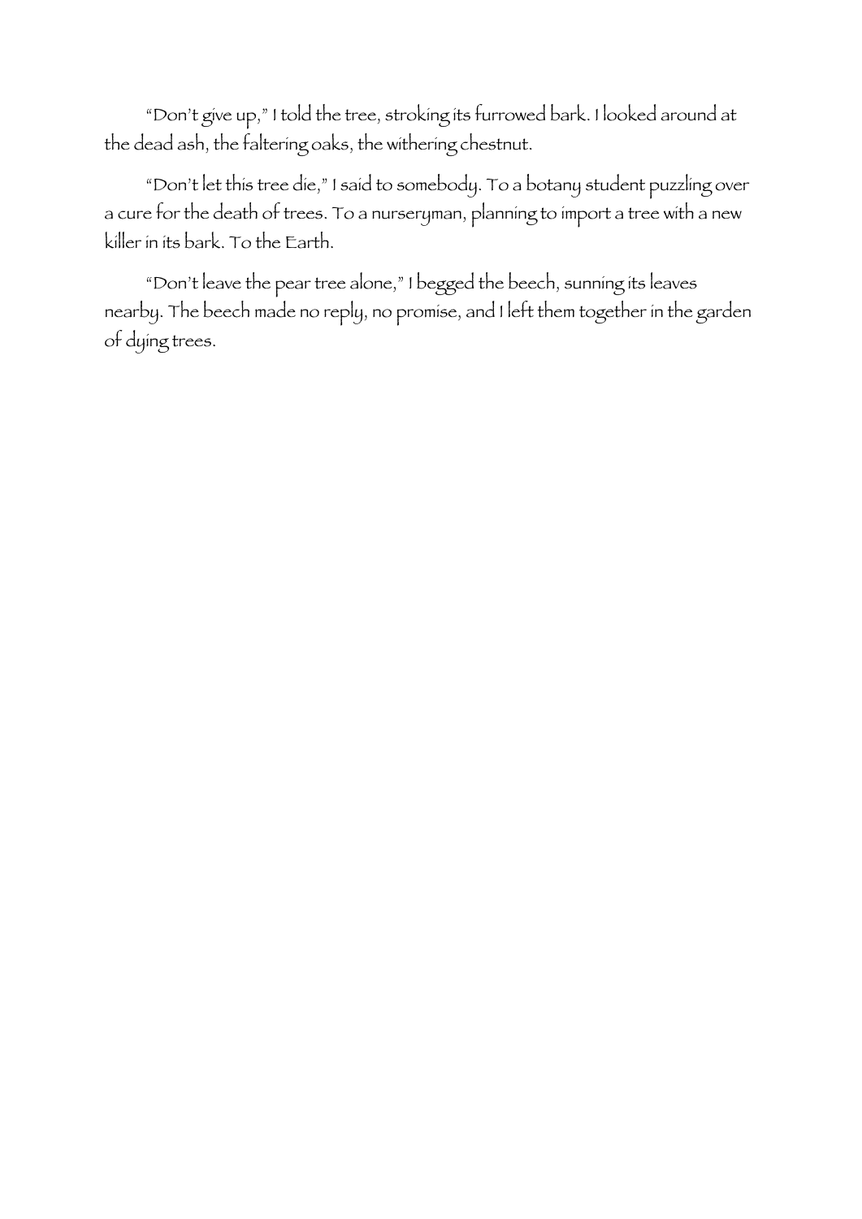"Don't give up," I told the tree, stroking its furrowed bark. I looked around at the dead ash, the faltering oaks, the withering chestnut.

"Don't let this tree die," I said to somebody. To a botany student puzzling over a cure for the death of trees. To a nurseryman, planning to import a tree with a new killer in its bark. To the Earth.

"Don't leave the pear tree alone," I begged the beech, sunning its leaves nearby. The beech made no reply, no promise, and I left them together in the garden of dying trees.